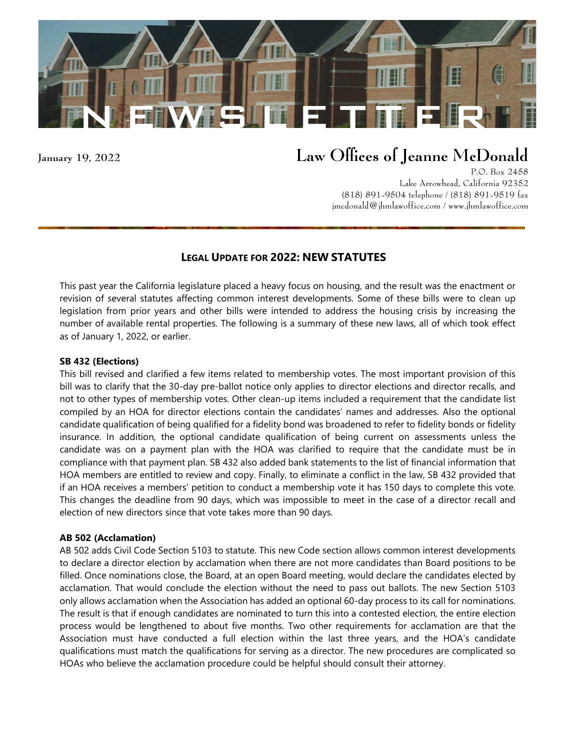# NEWSLETTER

January 19, 2022

## Law Offices of Jeanne McDonald

P.O. Box 2458
Lake Arrowhead, California 92352
(818) 891-9504 telephone / (818) 891-9519 fax
jmcdonald@jhmlawoffice.com / www.jhmlawoffice.com

## LEGAL UPDATE FOR 2022: NEW STATUTES

This past year the California legislature placed a heavy focus on housing, and the result was the enactment or revision of several statutes affecting common interest developments. Some of these bills were to clean up legislation from prior years and other bills were intended to address the housing crisis by increasing the number of available rental properties. The following is a summary of these new laws, all of which took effect as of January 1, 2022, or earlier.

**SB 432 (Elections)**
This bill revised and clarified a few items related to membership votes. The most important provision of this bill was to clarify that the 30-day pre-ballot notice only applies to director elections and director recalls, and not to other types of membership votes. Other clean-up items included a requirement that the candidate list compiled by an HOA for director elections contain the candidates' names and addresses. Also the optional candidate qualification of being qualified for a fidelity bond was broadened to refer to fidelity bonds or fidelity insurance. In addition, the optional candidate qualification of being current on assessments unless the candidate was on a payment plan with the HOA was clarified to require that the candidate must be in compliance with that payment plan. SB 432 also added bank statements to the list of financial information that HOA members are entitled to review and copy. Finally, to eliminate a conflict in the law, SB 432 provided that if an HOA receives a members' petition to conduct a membership vote it has 150 days to complete this vote. This changes the deadline from 90 days, which was impossible to meet in the case of a director recall and election of new directors since that vote takes more than 90 days.

**AB 502 (Acclamation)**
AB 502 adds Civil Code Section 5103 to statute. This new Code section allows common interest developments to declare a director election by acclamation when there are not more candidates than Board positions to be filled. Once nominations close, the Board, at an open Board meeting, would declare the candidates elected by acclamation. That would conclude the election without the need to pass out ballots. The new Section 5103 only allows acclamation when the Association has added an optional 60-day process to its call for nominations. The result is that if enough candidates are nominated to turn this into a contested election, the entire election process would be lengthened to about five months. Two other requirements for acclamation are that the Association must have conducted a full election within the last three years, and the HOA's candidate qualifications must match the qualifications for serving as a director. The new procedures are complicated so HOAs who believe the acclamation procedure could be helpful should consult their attorney.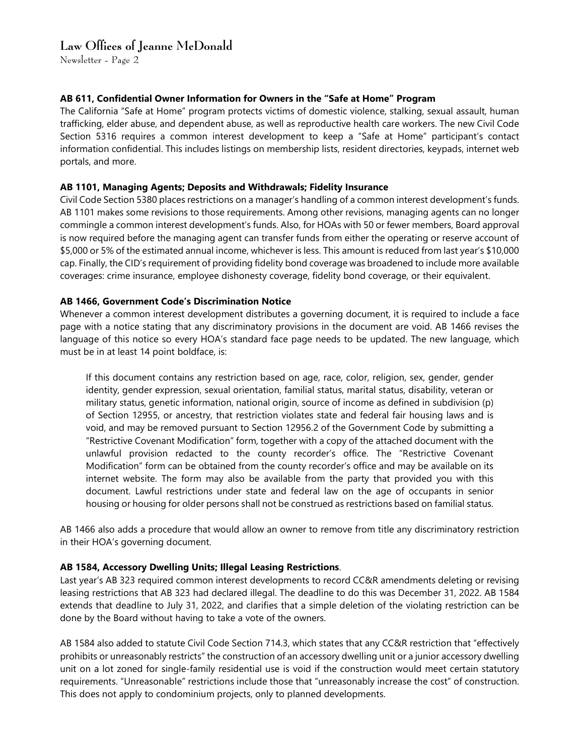### AB 611, Confidential Owner Information for Owners in the "Safe at Home" Program

The California "Safe at Home" program protects victims of domestic violence, stalking, sexual assault, human trafficking, elder abuse, and dependent abuse, as well as reproductive health care workers. The new Civil Code Section 5316 requires a common interest development to keep a "Safe at Home" participant's contact information confidential. This includes listings on membership lists, resident directories, keypads, internet web portals, and more.

### AB 1101, Managing Agents; Deposits and Withdrawals; Fidelity Insurance

Civil Code Section 5380 places restrictions on a manager's handling of a common interest development's funds. AB 1101 makes some revisions to those requirements. Among other revisions, managing agents can no longer commingle a common interest development's funds. Also, for HOAs with 50 or fewer members, Board approval is now required before the managing agent can transfer funds from either the operating or reserve account of \$5,000 or 5% of the estimated annual income, whichever is less. This amount is reduced from last year's \$10,000 cap. Finally, the CID's requirement of providing fidelity bond coverage was broadened to include more available coverages: crime insurance, employee dishonesty coverage, fidelity bond coverage, or their equivalent.

### AB 1466, Government Code's Discrimination Notice

Whenever a common interest development distributes a governing document, it is required to include a face page with a notice stating that any discriminatory provisions in the document are void. AB 1466 revises the language of this notice so every HOA's standard face page needs to be updated. The new language, which must be in at least 14 point boldface, is:

> If this document contains any restriction based on age, race, color, religion, sex, gender, gender identity, gender expression, sexual orientation, familial status, marital status, disability, veteran or military status, genetic information, national origin, source of income as defined in subdivision (p) of Section 12955, or ancestry, that restriction violates state and federal fair housing laws and is void, and may be removed pursuant to Section 12956.2 of the Government Code by submitting a "Restrictive Covenant Modification" form, together with a copy of the attached document with the unlawful provision redacted to the county recorder's office. The "Restrictive Covenant Modification" form can be obtained from the county recorder's office and may be available on its internet website. The form may also be available from the party that provided you with this document. Lawful restrictions under state and federal law on the age of occupants in senior housing or housing for older persons shall not be construed as restrictions based on familial status.

AB 1466 also adds a procedure that would allow an owner to remove from title any discriminatory restriction in their HOA's governing document.

### AB 1584, Accessory Dwelling Units; Illegal Leasing Restrictions.

Last year's AB 323 required common interest developments to record CC&R amendments deleting or revising leasing restrictions that AB 323 had declared illegal. The deadline to do this was December 31, 2022. AB 1584 extends that deadline to July 31, 2022, and clarifies that a simple deletion of the violating restriction can be done by the Board without having to take a vote of the owners.

AB 1584 also added to statute Civil Code Section 714.3, which states that any CC&R restriction that "effectively prohibits or unreasonably restricts" the construction of an accessory dwelling unit or a junior accessory dwelling unit on a lot zoned for single-family residential use is void if the construction would meet certain statutory requirements. "Unreasonable" restrictions include those that "unreasonably increase the cost" of construction. This does not apply to condominium projects, only to planned developments.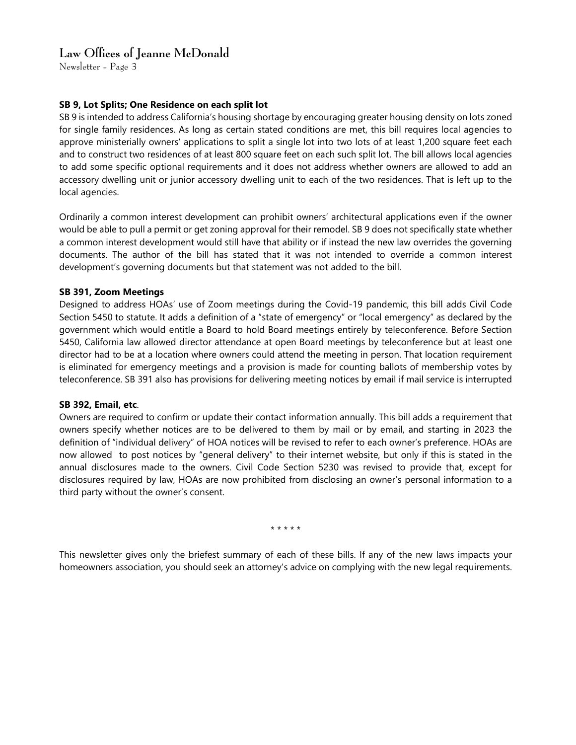### SB 9, Lot Splits; One Residence on each split lot

SB 9 is intended to address California's housing shortage by encouraging greater housing density on lots zoned for single family residences. As long as certain stated conditions are met, this bill requires local agencies to approve ministerially owners' applications to split a single lot into two lots of at least 1,200 square feet each and to construct two residences of at least 800 square feet on each such split lot. The bill allows local agencies to add some specific optional requirements and it does not address whether owners are allowed to add an accessory dwelling unit or junior accessory dwelling unit to each of the two residences. That is left up to the local agencies.

Ordinarily a common interest development can prohibit owners' architectural applications even if the owner would be able to pull a permit or get zoning approval for their remodel. SB 9 does not specifically state whether a common interest development would still have that ability or if instead the new law overrides the governing documents. The author of the bill has stated that it was not intended to override a common interest development's governing documents but that statement was not added to the bill.

### SB 391, Zoom Meetings

Designed to address HOAs' use of Zoom meetings during the Covid-19 pandemic, this bill adds Civil Code Section 5450 to statute. It adds a definition of a "state of emergency" or "local emergency" as declared by the government which would entitle a Board to hold Board meetings entirely by teleconference. Before Section 5450, California law allowed director attendance at open Board meetings by teleconference but at least one director had to be at a location where owners could attend the meeting in person. That location requirement is eliminated for emergency meetings and a provision is made for counting ballots of membership votes by teleconference. SB 391 also has provisions for delivering meeting notices by email if mail service is interrupted

### SB 392, Email, etc.

Owners are required to confirm or update their contact information annually. This bill adds a requirement that owners specify whether notices are to be delivered to them by mail or by email, and starting in 2023 the definition of "individual delivery" of HOA notices will be revised to refer to each owner's preference. HOAs are now allowed to post notices by "general delivery" to their internet website, but only if this is stated in the annual disclosures made to the owners. Civil Code Section 5230 was revised to provide that, except for disclosures required by law, HOAs are now prohibited from disclosing an owner's personal information to a third party without the owner's consent.

\* \* \* \* \*

This newsletter gives only the briefest summary of each of these bills. If any of the new laws impacts your homeowners association, you should seek an attorney's advice on complying with the new legal requirements.